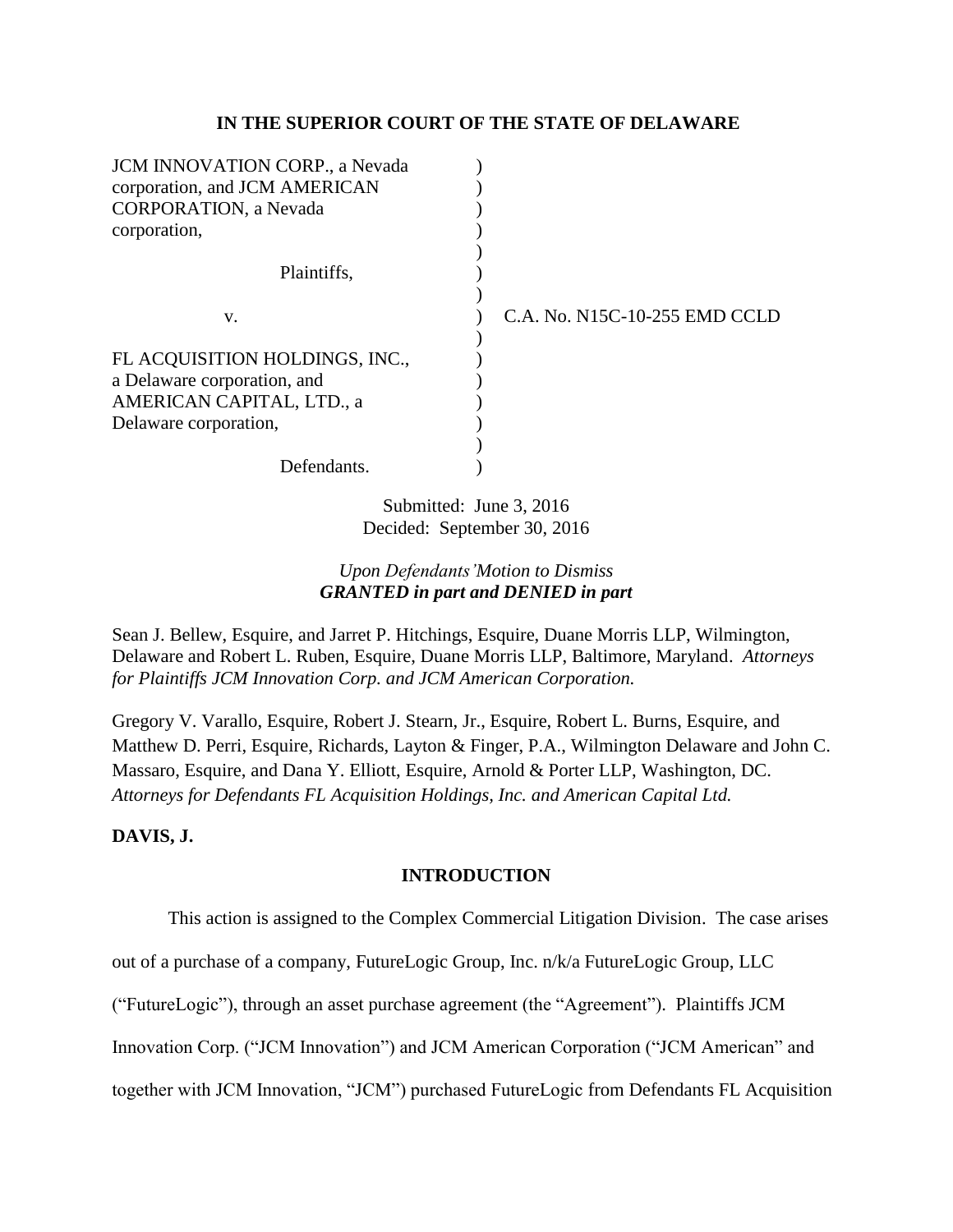**IN THE SUPERIOR COURT OF THE STATE OF DELAWARE**

JCM INNOVATION CORP., a Nevada corporation, and JCM AMERICAN CORPORATION, a Nevada corporation,

Plaintiffs,

v.

FL ACQUISITION HOLDINGS, INC., a Delaware corporation, and AMERICAN CAPITAL, LTD., a Delaware corporation,

Defendants.

C.A. No. N15C-10-255 EMD CCLD

Submitted: June 3, 2016
Decided: September 30, 2016

*Upon Defendants' Motion to Dismiss*
***GRANTED in part and DENIED in part***

Sean J. Bellew, Esquire, and Jarret P. Hitchings, Esquire, Duane Morris LLP, Wilmington, Delaware and Robert L. Ruben, Esquire, Duane Morris LLP, Baltimore, Maryland. *Attorneys for Plaintiffs JCM Innovation Corp. and JCM American Corporation.*

Gregory V. Varallo, Esquire, Robert J. Stearn, Jr., Esquire, Robert L. Burns, Esquire, and Matthew D. Perri, Esquire, Richards, Layton & Finger, P.A., Wilmington Delaware and John C. Massaro, Esquire, and Dana Y. Elliott, Esquire, Arnold & Porter LLP, Washington, DC. *Attorneys for Defendants FL Acquisition Holdings, Inc. and American Capital Ltd.*

**DAVIS, J.**

## INTRODUCTION

This action is assigned to the Complex Commercial Litigation Division. The case arises out of a purchase of a company, FutureLogic Group, Inc. n/k/a FutureLogic Group, LLC ("FutureLogic"), through an asset purchase agreement (the "Agreement"). Plaintiffs JCM Innovation Corp. ("JCM Innovation") and JCM American Corporation ("JCM American" and together with JCM Innovation, "JCM") purchased FutureLogic from Defendants FL Acquisition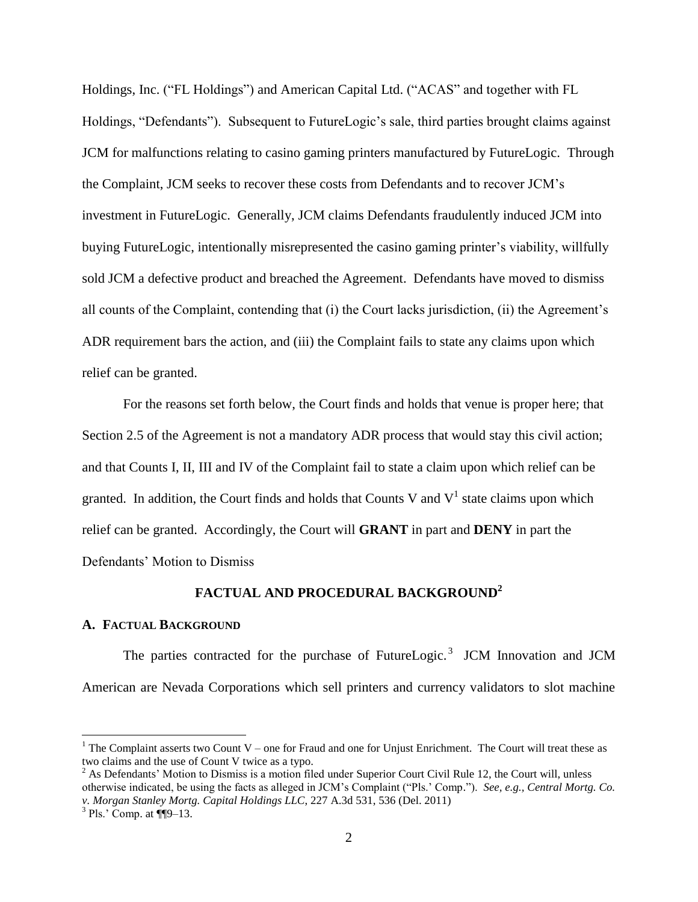Holdings, Inc. ("FL Holdings") and American Capital Ltd. ("ACAS" and together with FL Holdings, "Defendants"). Subsequent to FutureLogic's sale, third parties brought claims against JCM for malfunctions relating to casino gaming printers manufactured by FutureLogic. Through the Complaint, JCM seeks to recover these costs from Defendants and to recover JCM's investment in FutureLogic. Generally, JCM claims Defendants fraudulently induced JCM into buying FutureLogic, intentionally misrepresented the casino gaming printer's viability, willfully sold JCM a defective product and breached the Agreement. Defendants have moved to dismiss all counts of the Complaint, contending that (i) the Court lacks jurisdiction, (ii) the Agreement's ADR requirement bars the action, and (iii) the Complaint fails to state any claims upon which relief can be granted.

For the reasons set forth below, the Court finds and holds that venue is proper here; that Section 2.5 of the Agreement is not a mandatory ADR process that would stay this civil action; and that Counts I, II, III and IV of the Complaint fail to state a claim upon which relief can be granted. In addition, the Court finds and holds that Counts V and V[1] state claims upon which relief can be granted. Accordingly, the Court will **GRANT** in part and **DENY** in part the Defendants' Motion to Dismiss

## FACTUAL AND PROCEDURAL BACKGROUND[2]

### A. FACTUAL BACKGROUND

The parties contracted for the purchase of FutureLogic.[3] JCM Innovation and JCM American are Nevada Corporations which sell printers and currency validators to slot machine

---

[1] The Complaint asserts two Count V – one for Fraud and one for Unjust Enrichment. The Court will treat these as two claims and the use of Count V twice as a typo.

[2] As Defendants' Motion to Dismiss is a motion filed under Superior Court Civil Rule 12, the Court will, unless otherwise indicated, be using the facts as alleged in JCM's Complaint ("Pls.' Comp."). *See, e.g., Central Mortg. Co. v. Morgan Stanley Mortg. Capital Holdings LLC*, 227 A.3d 531, 536 (Del. 2011)

[3] Pls.' Comp. at ¶¶9–13.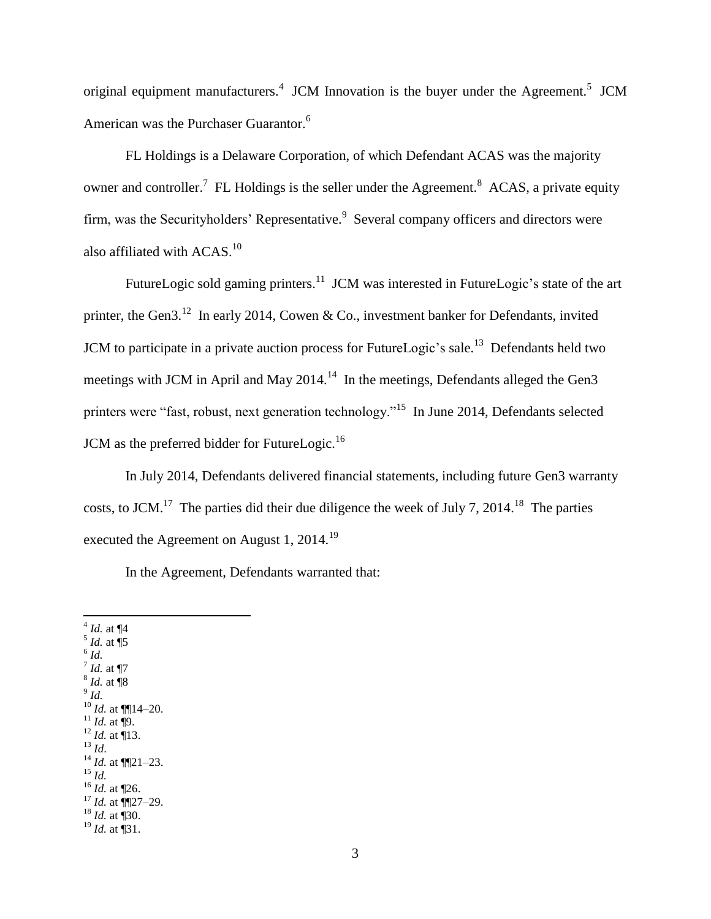original equipment manufacturers.[4] JCM Innovation is the buyer under the Agreement.[5] JCM American was the Purchaser Guarantor.[6]

FL Holdings is a Delaware Corporation, of which Defendant ACAS was the majority owner and controller.[7] FL Holdings is the seller under the Agreement.[8] ACAS, a private equity firm, was the Securityholders' Representative.[9] Several company officers and directors were also affiliated with ACAS.[10]

FutureLogic sold gaming printers.[11] JCM was interested in FutureLogic's state of the art printer, the Gen3.[12] In early 2014, Cowen & Co., investment banker for Defendants, invited JCM to participate in a private auction process for FutureLogic's sale.[13] Defendants held two meetings with JCM in April and May 2014.[14] In the meetings, Defendants alleged the Gen3 printers were "fast, robust, next generation technology."[15] In June 2014, Defendants selected JCM as the preferred bidder for FutureLogic.[16]

In July 2014, Defendants delivered financial statements, including future Gen3 warranty costs, to JCM.[17] The parties did their due diligence the week of July 7, 2014.[18] The parties executed the Agreement on August 1, 2014.[19]

In the Agreement, Defendants warranted that:

---

[4] *Id.* at ¶4
[5] *Id.* at ¶5
[6] *Id.*
[7] *Id.* at ¶7
[8] *Id.* at ¶8
[9] *Id.*
[10] *Id.* at ¶¶14–20.
[11] *Id.* at ¶9.
[12] *Id.* at ¶13.
[13] *Id*.
[14] *Id.* at ¶¶21–23.
[15] *Id.*
[16] *Id.* at ¶26.
[17] *Id.* at ¶¶27–29.
[18] *Id.* at ¶30.
[19] *Id.* at ¶31.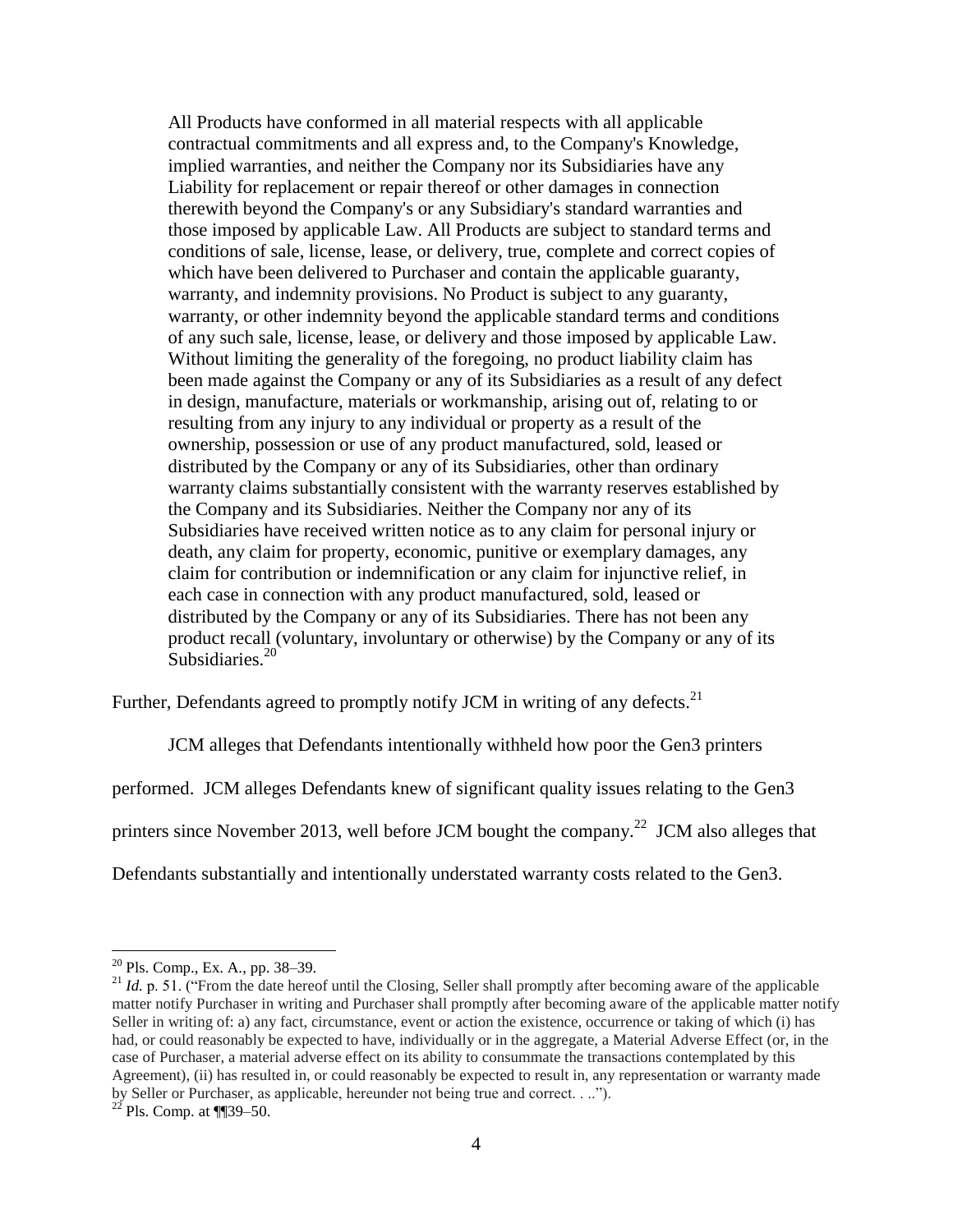> All Products have conformed in all material respects with all applicable contractual commitments and all express and, to the Company's Knowledge, implied warranties, and neither the Company nor its Subsidiaries have any Liability for replacement or repair thereof or other damages in connection therewith beyond the Company's or any Subsidiary's standard warranties and those imposed by applicable Law. All Products are subject to standard terms and conditions of sale, license, lease, or delivery, true, complete and correct copies of which have been delivered to Purchaser and contain the applicable guaranty, warranty, and indemnity provisions. No Product is subject to any guaranty, warranty, or other indemnity beyond the applicable standard terms and conditions of any such sale, license, lease, or delivery and those imposed by applicable Law. Without limiting the generality of the foregoing, no product liability claim has been made against the Company or any of its Subsidiaries as a result of any defect in design, manufacture, materials or workmanship, arising out of, relating to or resulting from any injury to any individual or property as a result of the ownership, possession or use of any product manufactured, sold, leased or distributed by the Company or any of its Subsidiaries, other than ordinary warranty claims substantially consistent with the warranty reserves established by the Company and its Subsidiaries. Neither the Company nor any of its Subsidiaries have received written notice as to any claim for personal injury or death, any claim for property, economic, punitive or exemplary damages, any claim for contribution or indemnification or any claim for injunctive relief, in each case in connection with any product manufactured, sold, leased or distributed by the Company or any of its Subsidiaries. There has not been any product recall (voluntary, involuntary or otherwise) by the Company or any of its Subsidiaries.[20]

Further, Defendants agreed to promptly notify JCM in writing of any defects.[21]

JCM alleges that Defendants intentionally withheld how poor the Gen3 printers performed. JCM alleges Defendants knew of significant quality issues relating to the Gen3 printers since November 2013, well before JCM bought the company.[22] JCM also alleges that Defendants substantially and intentionally understated warranty costs related to the Gen3.

---

[20] Pls. Comp., Ex. A., pp. 38–39.

[21] *Id.* p. 51. ("From the date hereof until the Closing, Seller shall promptly after becoming aware of the applicable matter notify Purchaser in writing and Purchaser shall promptly after becoming aware of the applicable matter notify Seller in writing of: a) any fact, circumstance, event or action the existence, occurrence or taking of which (i) has had, or could reasonably be expected to have, individually or in the aggregate, a Material Adverse Effect (or, in the case of Purchaser, a material adverse effect on its ability to consummate the transactions contemplated by this Agreement), (ii) has resulted in, or could reasonably be expected to result in, any representation or warranty made by Seller or Purchaser, as applicable, hereunder not being true and correct. . ..").

[22] Pls. Comp. at ¶¶39–50.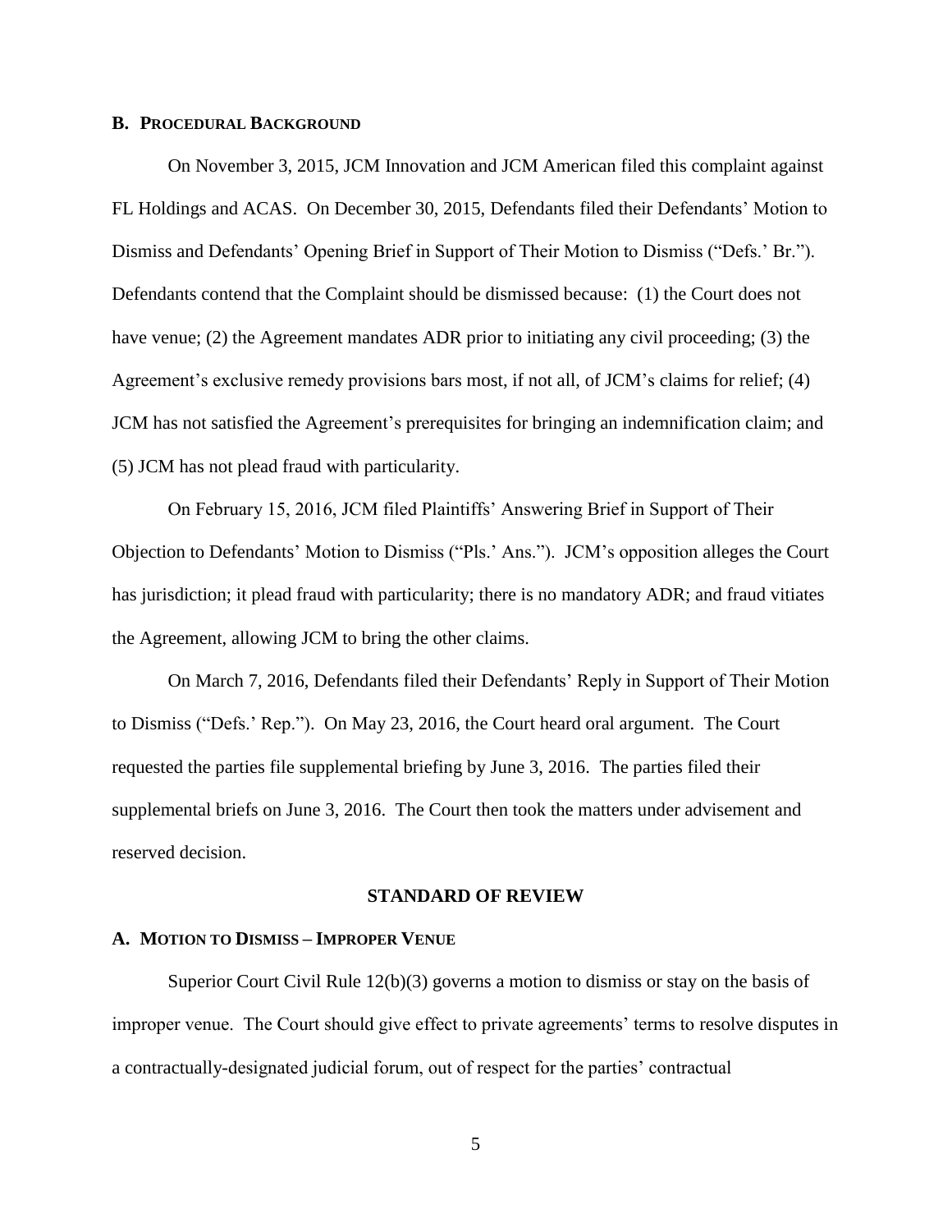### B. Procedural Background

On November 3, 2015, JCM Innovation and JCM American filed this complaint against FL Holdings and ACAS. On December 30, 2015, Defendants filed their Defendants' Motion to Dismiss and Defendants' Opening Brief in Support of Their Motion to Dismiss ("Defs.' Br."). Defendants contend that the Complaint should be dismissed because: (1) the Court does not have venue; (2) the Agreement mandates ADR prior to initiating any civil proceeding; (3) the Agreement's exclusive remedy provisions bars most, if not all, of JCM's claims for relief; (4) JCM has not satisfied the Agreement's prerequisites for bringing an indemnification claim; and (5) JCM has not plead fraud with particularity.

On February 15, 2016, JCM filed Plaintiffs' Answering Brief in Support of Their Objection to Defendants' Motion to Dismiss ("Pls.' Ans."). JCM's opposition alleges the Court has jurisdiction; it plead fraud with particularity; there is no mandatory ADR; and fraud vitiates the Agreement, allowing JCM to bring the other claims.

On March 7, 2016, Defendants filed their Defendants' Reply in Support of Their Motion to Dismiss ("Defs.' Rep."). On May 23, 2016, the Court heard oral argument. The Court requested the parties file supplemental briefing by June 3, 2016. The parties filed their supplemental briefs on June 3, 2016. The Court then took the matters under advisement and reserved decision.

## STANDARD OF REVIEW

### A. Motion to Dismiss – Improper Venue

Superior Court Civil Rule 12(b)(3) governs a motion to dismiss or stay on the basis of improper venue. The Court should give effect to private agreements' terms to resolve disputes in a contractually-designated judicial forum, out of respect for the parties' contractual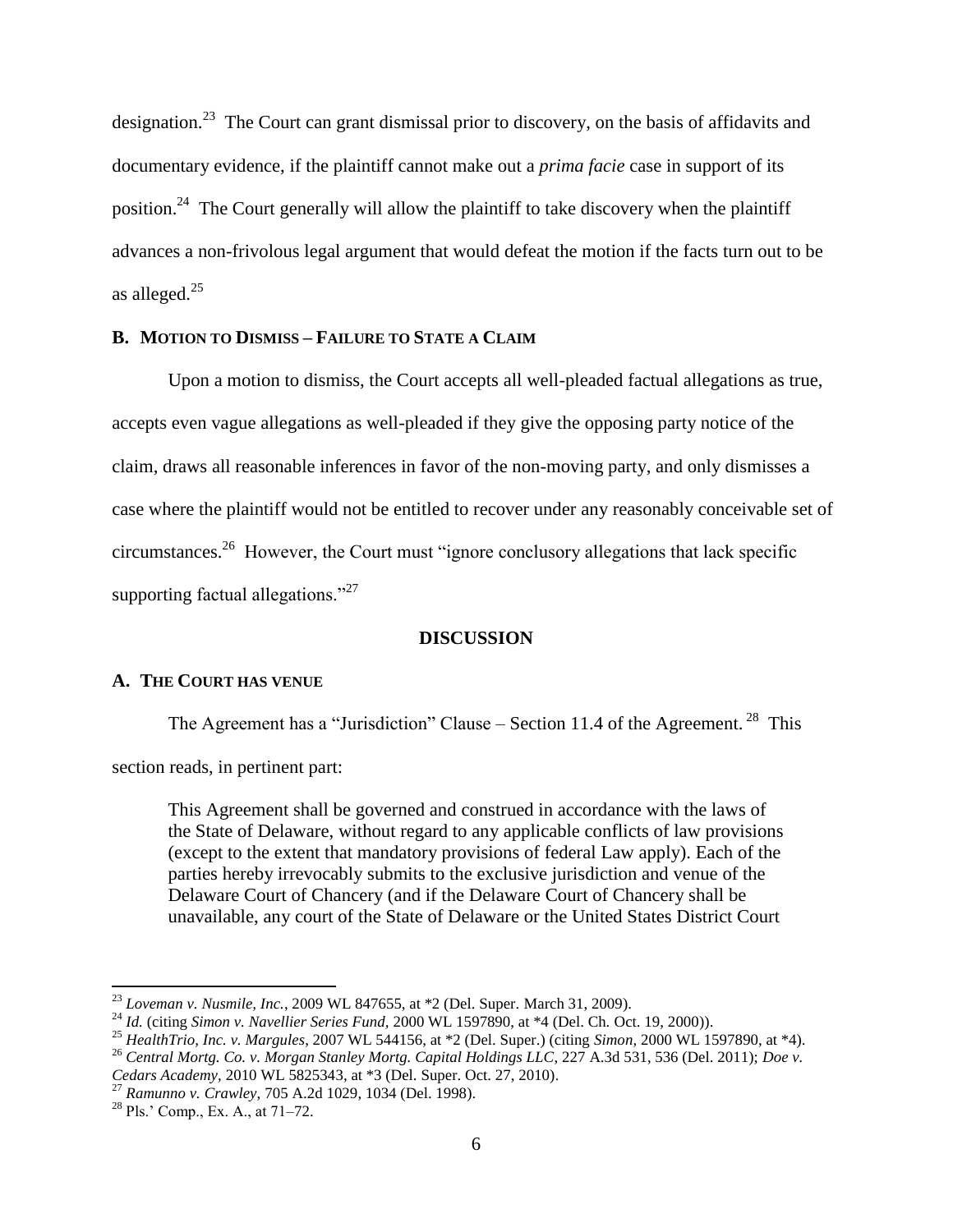designation.[23] The Court can grant dismissal prior to discovery, on the basis of affidavits and documentary evidence, if the plaintiff cannot make out a *prima facie* case in support of its position.[24] The Court generally will allow the plaintiff to take discovery when the plaintiff advances a non-frivolous legal argument that would defeat the motion if the facts turn out to be as alleged.[25]

### B. Motion to Dismiss – Failure to State a Claim

Upon a motion to dismiss, the Court accepts all well-pleaded factual allegations as true, accepts even vague allegations as well-pleaded if they give the opposing party notice of the claim, draws all reasonable inferences in favor of the non-moving party, and only dismisses a case where the plaintiff would not be entitled to recover under any reasonably conceivable set of circumstances.[26] However, the Court must "ignore conclusory allegations that lack specific supporting factual allegations."[27]

## DISCUSSION

### A. The Court has venue

The Agreement has a "Jurisdiction" Clause – Section 11.4 of the Agreement.[28] This section reads, in pertinent part:

> This Agreement shall be governed and construed in accordance with the laws of the State of Delaware, without regard to any applicable conflicts of law provisions (except to the extent that mandatory provisions of federal Law apply). Each of the parties hereby irrevocably submits to the exclusive jurisdiction and venue of the Delaware Court of Chancery (and if the Delaware Court of Chancery shall be unavailable, any court of the State of Delaware or the United States District Court

---

[23] *Loveman v. Nusmile, Inc.*, 2009 WL 847655, at *2 (Del. Super. March 31, 2009).

[24] *Id.* (citing *Simon v. Navellier Series Fund*, 2000 WL 1597890, at *4 (Del. Ch. Oct. 19, 2000)).

[25] *HealthTrio, Inc. v. Margules*, 2007 WL 544156, at *2 (Del. Super.) (citing *Simon*, 2000 WL 1597890, at *4).

[26] *Central Mortg. Co. v. Morgan Stanley Mortg. Capital Holdings LLC*, 227 A.3d 531, 536 (Del. 2011); *Doe v. Cedars Academy*, 2010 WL 5825343, at *3 (Del. Super. Oct. 27, 2010).

[27] *Ramunno v. Crawley*, 705 A.2d 1029, 1034 (Del. 1998).

[28] Pls.' Comp., Ex. A., at 71–72.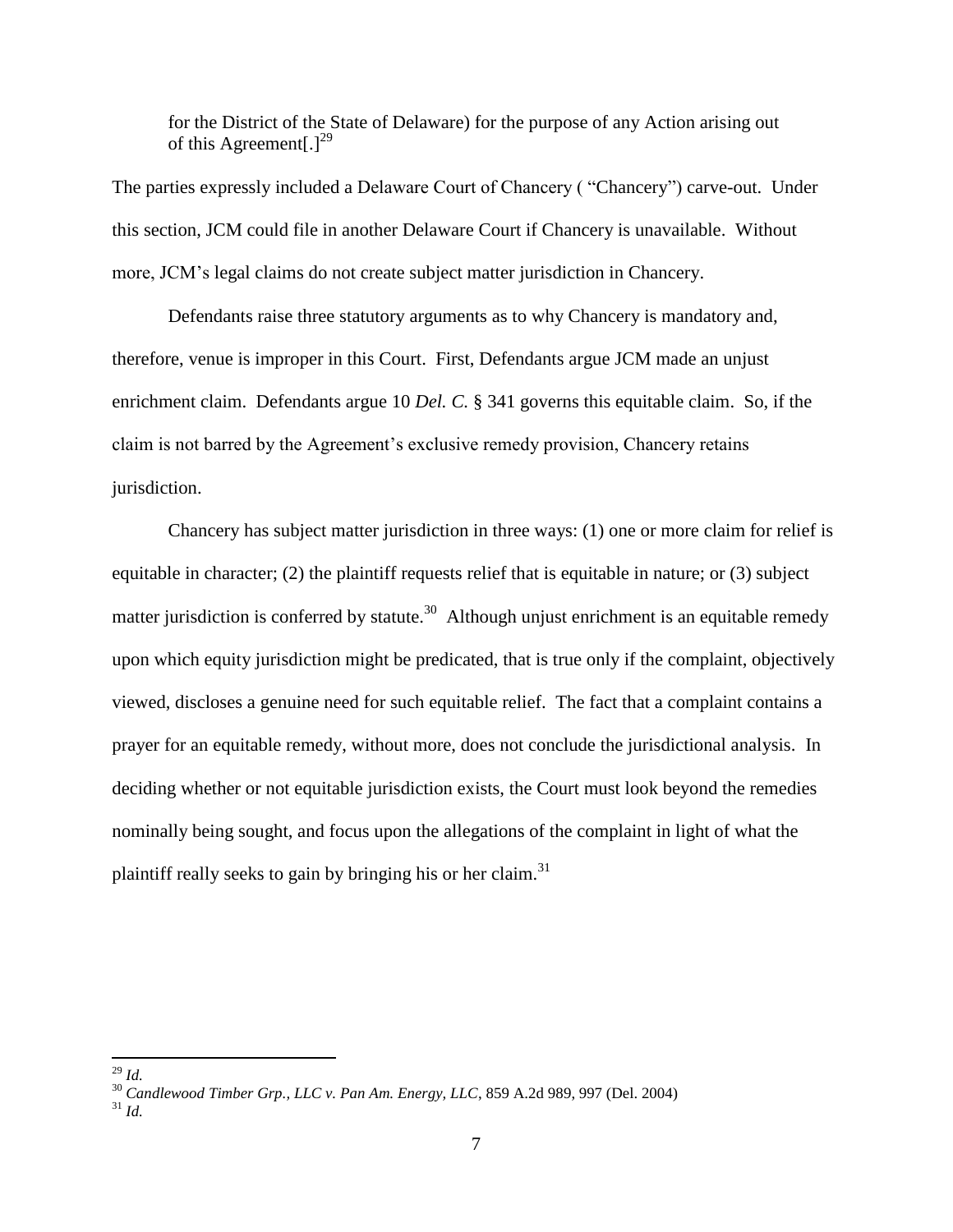> for the District of the State of Delaware) for the purpose of any Action arising out of this Agreement[.][29]

The parties expressly included a Delaware Court of Chancery ( "Chancery") carve-out. Under this section, JCM could file in another Delaware Court if Chancery is unavailable. Without more, JCM's legal claims do not create subject matter jurisdiction in Chancery.

Defendants raise three statutory arguments as to why Chancery is mandatory and, therefore, venue is improper in this Court. First, Defendants argue JCM made an unjust enrichment claim. Defendants argue 10 *Del. C.* § 341 governs this equitable claim. So, if the claim is not barred by the Agreement's exclusive remedy provision, Chancery retains jurisdiction.

Chancery has subject matter jurisdiction in three ways: (1) one or more claim for relief is equitable in character; (2) the plaintiff requests relief that is equitable in nature; or (3) subject matter jurisdiction is conferred by statute.[30] Although unjust enrichment is an equitable remedy upon which equity jurisdiction might be predicated, that is true only if the complaint, objectively viewed, discloses a genuine need for such equitable relief. The fact that a complaint contains a prayer for an equitable remedy, without more, does not conclude the jurisdictional analysis. In deciding whether or not equitable jurisdiction exists, the Court must look beyond the remedies nominally being sought, and focus upon the allegations of the complaint in light of what the plaintiff really seeks to gain by bringing his or her claim.[31]

---

[29] *Id.*

[30] *Candlewood Timber Grp., LLC v. Pan Am. Energy, LLC*, 859 A.2d 989, 997 (Del. 2004)

[31] *Id.*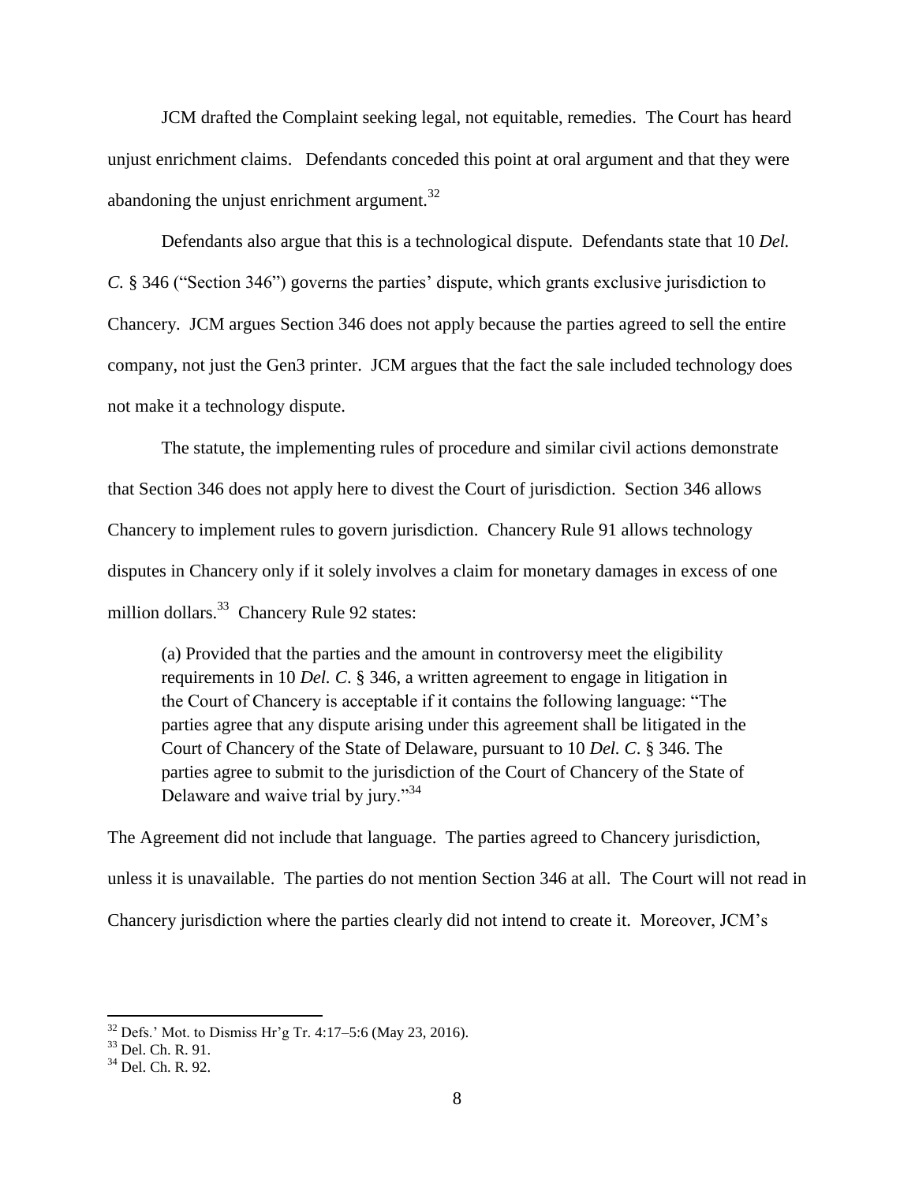JCM drafted the Complaint seeking legal, not equitable, remedies. The Court has heard unjust enrichment claims. Defendants conceded this point at oral argument and that they were abandoning the unjust enrichment argument.[32]

Defendants also argue that this is a technological dispute. Defendants state that 10 *Del. C.* § 346 ("Section 346") governs the parties' dispute, which grants exclusive jurisdiction to Chancery. JCM argues Section 346 does not apply because the parties agreed to sell the entire company, not just the Gen3 printer. JCM argues that the fact the sale included technology does not make it a technology dispute.

The statute, the implementing rules of procedure and similar civil actions demonstrate that Section 346 does not apply here to divest the Court of jurisdiction. Section 346 allows Chancery to implement rules to govern jurisdiction. Chancery Rule 91 allows technology disputes in Chancery only if it solely involves a claim for monetary damages in excess of one million dollars.[33] Chancery Rule 92 states:

> (a) Provided that the parties and the amount in controversy meet the eligibility requirements in 10 *Del. C*. § 346, a written agreement to engage in litigation in the Court of Chancery is acceptable if it contains the following language: "The parties agree that any dispute arising under this agreement shall be litigated in the Court of Chancery of the State of Delaware, pursuant to 10 *Del. C*. § 346. The parties agree to submit to the jurisdiction of the Court of Chancery of the State of Delaware and waive trial by jury."[34]

The Agreement did not include that language. The parties agreed to Chancery jurisdiction, unless it is unavailable. The parties do not mention Section 346 at all. The Court will not read in Chancery jurisdiction where the parties clearly did not intend to create it. Moreover, JCM's

---

[32] Defs.' Mot. to Dismiss Hr'g Tr. 4:17–5:6 (May 23, 2016).

[33] Del. Ch. R. 91.

[34] Del. Ch. R. 92.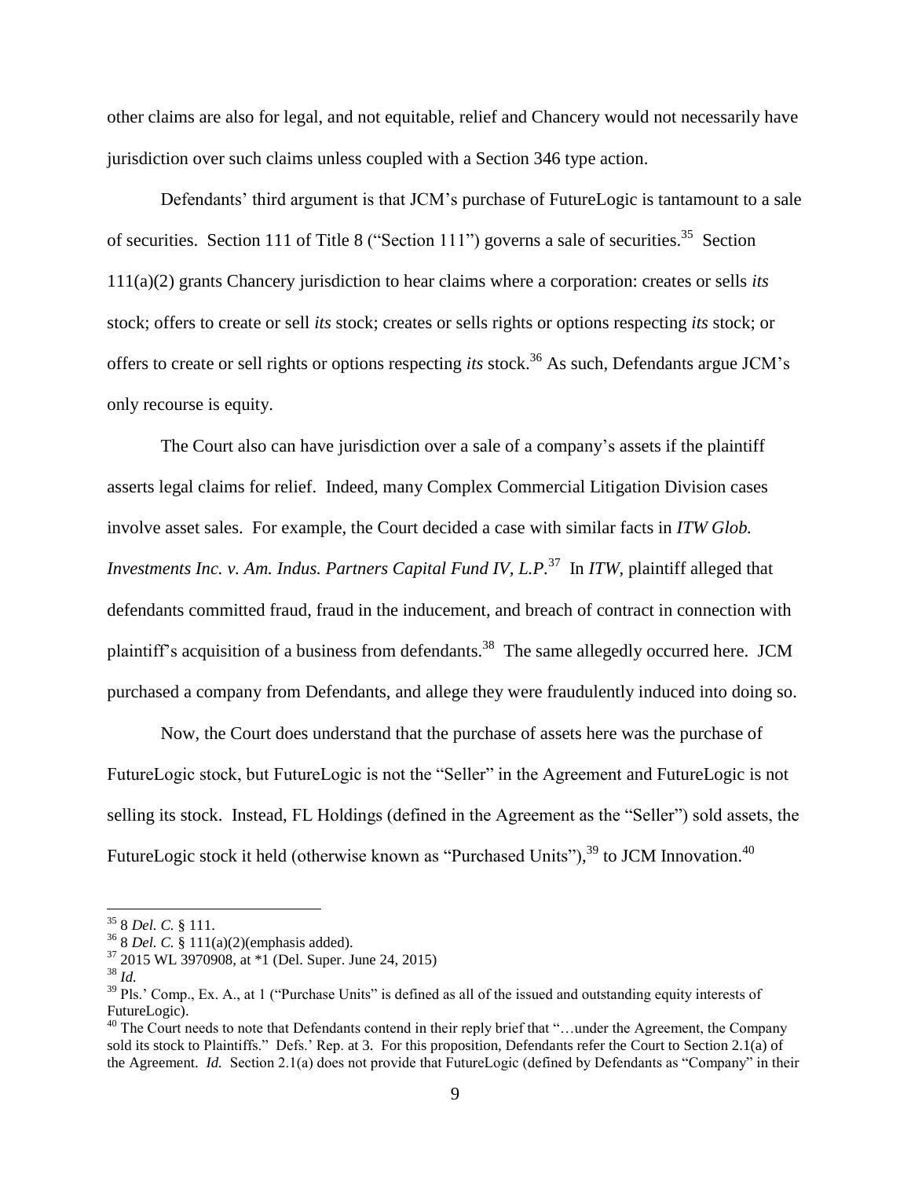other claims are also for legal, and not equitable, relief and Chancery would not necessarily have jurisdiction over such claims unless coupled with a Section 346 type action.

Defendants' third argument is that JCM's purchase of FutureLogic is tantamount to a sale of securities. Section 111 of Title 8 ("Section 111") governs a sale of securities.[35] Section 111(a)(2) grants Chancery jurisdiction to hear claims where a corporation: creates or sells *its* stock; offers to create or sell *its* stock; creates or sells rights or options respecting *its* stock; or offers to create or sell rights or options respecting *its* stock.[36] As such, Defendants argue JCM's only recourse is equity.

The Court also can have jurisdiction over a sale of a company's assets if the plaintiff asserts legal claims for relief. Indeed, many Complex Commercial Litigation Division cases involve asset sales. For example, the Court decided a case with similar facts in *ITW Glob. Investments Inc. v. Am. Indus. Partners Capital Fund IV, L.P.*[37] In *ITW*, plaintiff alleged that defendants committed fraud, fraud in the inducement, and breach of contract in connection with plaintiff's acquisition of a business from defendants.[38] The same allegedly occurred here. JCM purchased a company from Defendants, and allege they were fraudulently induced into doing so.

Now, the Court does understand that the purchase of assets here was the purchase of FutureLogic stock, but FutureLogic is not the "Seller" in the Agreement and FutureLogic is not selling its stock. Instead, FL Holdings (defined in the Agreement as the "Seller") sold assets, the FutureLogic stock it held (otherwise known as "Purchased Units"),[39] to JCM Innovation.[40]

---

[35] 8 *Del. C.* § 111.

[36] 8 *Del. C.* § 111(a)(2)(emphasis added).

[37] 2015 WL 3970908, at *1 (Del. Super. June 24, 2015)

[38] *Id.*

[39] Pls.' Comp., Ex. A., at 1 ("Purchase Units" is defined as all of the issued and outstanding equity interests of FutureLogic).

[40] The Court needs to note that Defendants contend in their reply brief that "…under the Agreement, the Company sold its stock to Plaintiffs." Defs.' Rep. at 3. For this proposition, Defendants refer the Court to Section 2.1(a) of the Agreement. *Id.* Section 2.1(a) does not provide that FutureLogic (defined by Defendants as "Company" in their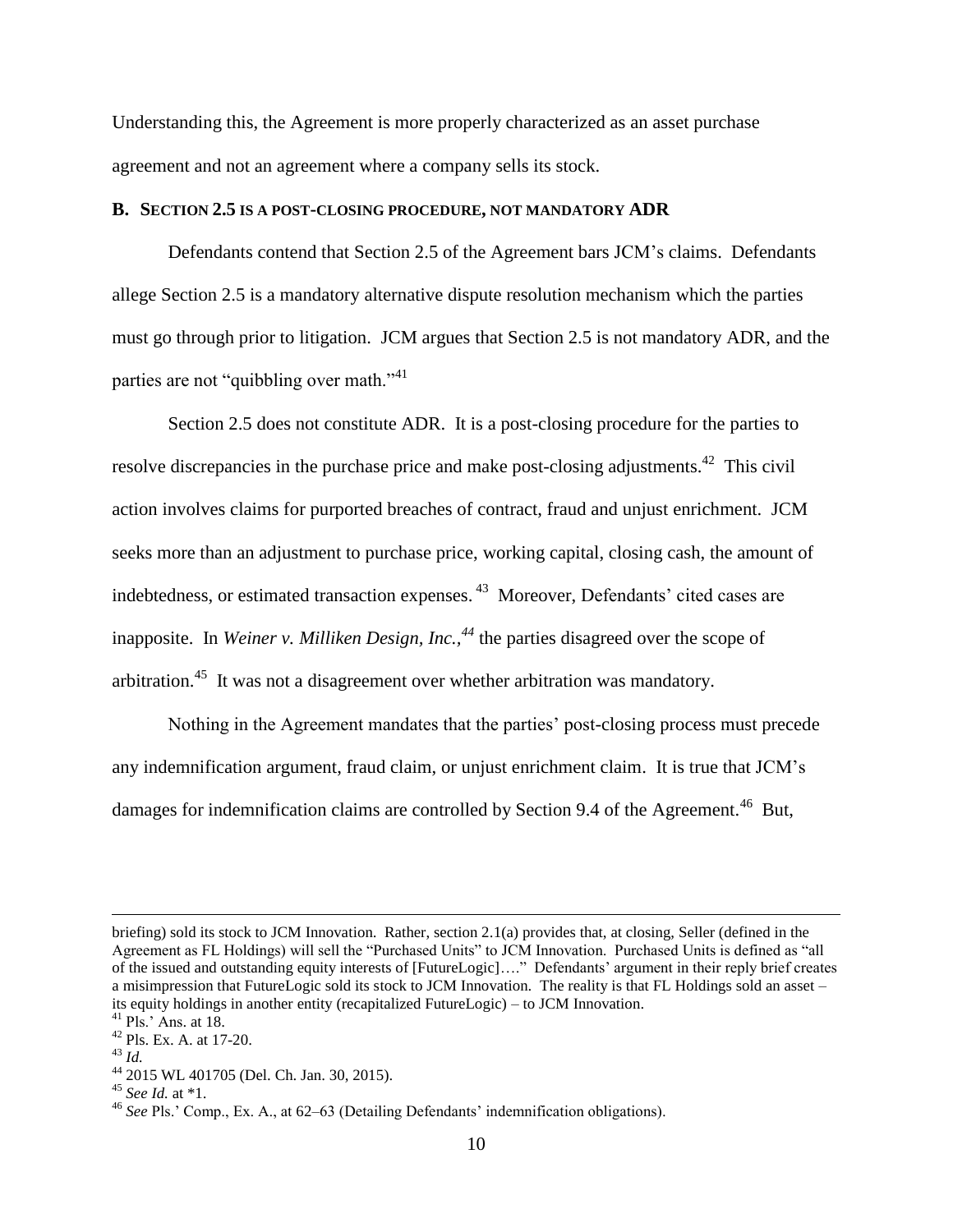Understanding this, the Agreement is more properly characterized as an asset purchase agreement and not an agreement where a company sells its stock.

### B. Section 2.5 is a post-closing procedure, not mandatory ADR

Defendants contend that Section 2.5 of the Agreement bars JCM's claims. Defendants allege Section 2.5 is a mandatory alternative dispute resolution mechanism which the parties must go through prior to litigation. JCM argues that Section 2.5 is not mandatory ADR, and the parties are not "quibbling over math."[41]

Section 2.5 does not constitute ADR. It is a post-closing procedure for the parties to resolve discrepancies in the purchase price and make post-closing adjustments.[42] This civil action involves claims for purported breaches of contract, fraud and unjust enrichment. JCM seeks more than an adjustment to purchase price, working capital, closing cash, the amount of indebtedness, or estimated transaction expenses.[43] Moreover, Defendants' cited cases are inapposite. In *Weiner v. Milliken Design, Inc.,*[44] the parties disagreed over the scope of arbitration.[45] It was not a disagreement over whether arbitration was mandatory.

Nothing in the Agreement mandates that the parties' post-closing process must precede any indemnification argument, fraud claim, or unjust enrichment claim. It is true that JCM's damages for indemnification claims are controlled by Section 9.4 of the Agreement.[46] But,

---

briefing) sold its stock to JCM Innovation. Rather, section 2.1(a) provides that, at closing, Seller (defined in the Agreement as FL Holdings) will sell the "Purchased Units" to JCM Innovation. Purchased Units is defined as "all of the issued and outstanding equity interests of [FutureLogic]…." Defendants' argument in their reply brief creates a misimpression that FutureLogic sold its stock to JCM Innovation. The reality is that FL Holdings sold an asset – its equity holdings in another entity (recapitalized FutureLogic) – to JCM Innovation.

[41] Pls.' Ans. at 18.

[42] Pls. Ex. A. at 17-20.

[43] *Id.*

[44] 2015 WL 401705 (Del. Ch. Jan. 30, 2015).

[45] *See Id.* at *1.

[46] *See* Pls.' Comp., Ex. A., at 62–63 (Detailing Defendants' indemnification obligations).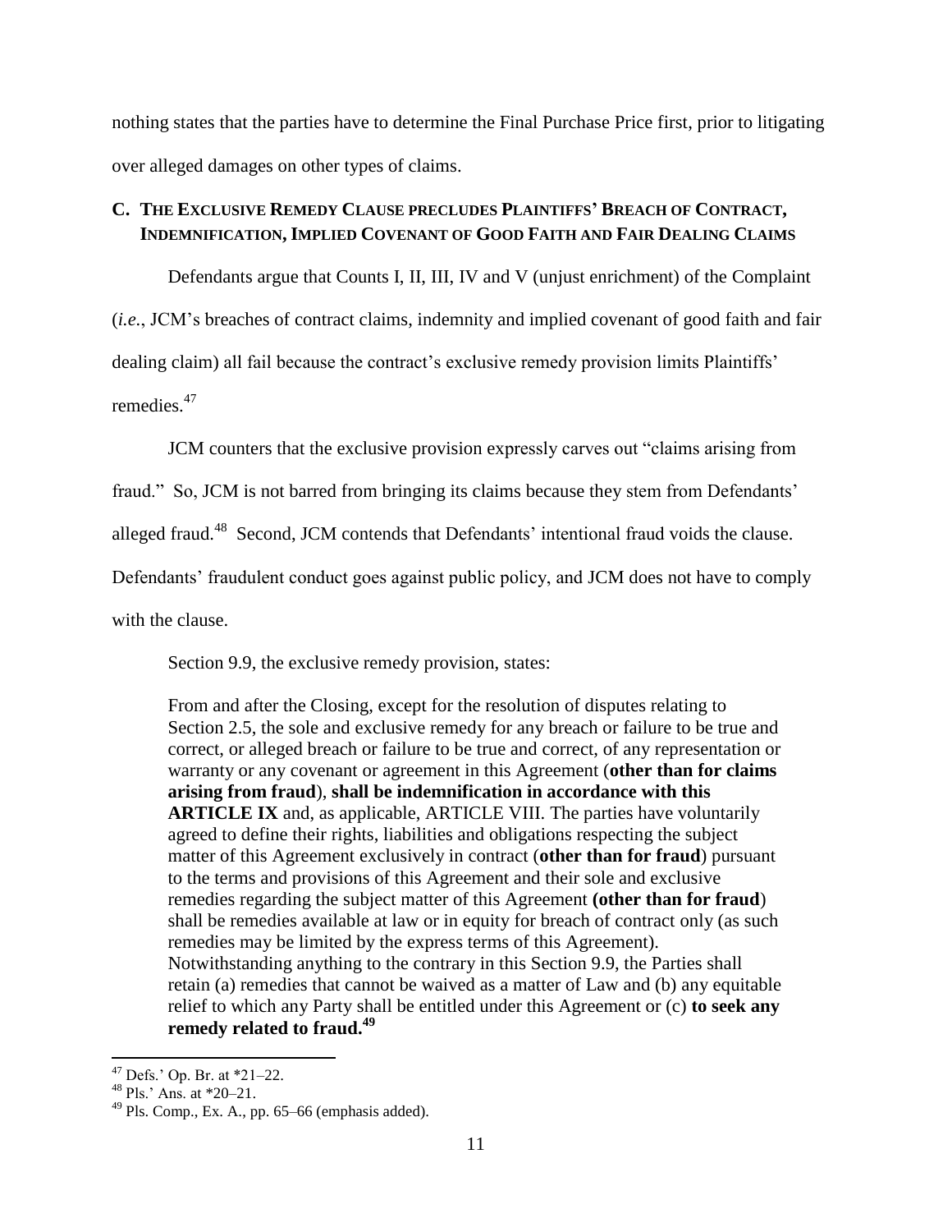nothing states that the parties have to determine the Final Purchase Price first, prior to litigating over alleged damages on other types of claims.

### C. The Exclusive Remedy Clause precludes Plaintiffs' Breach of Contract, Indemnification, Implied Covenant of Good Faith and Fair Dealing Claims

Defendants argue that Counts I, II, III, IV and V (unjust enrichment) of the Complaint (*i.e.*, JCM's breaches of contract claims, indemnity and implied covenant of good faith and fair dealing claim) all fail because the contract's exclusive remedy provision limits Plaintiffs' remedies.[47]

JCM counters that the exclusive provision expressly carves out "claims arising from fraud." So, JCM is not barred from bringing its claims because they stem from Defendants' alleged fraud.[48] Second, JCM contends that Defendants' intentional fraud voids the clause. Defendants' fraudulent conduct goes against public policy, and JCM does not have to comply with the clause.

Section 9.9, the exclusive remedy provision, states:

> From and after the Closing, except for the resolution of disputes relating to Section 2.5, the sole and exclusive remedy for any breach or failure to be true and correct, or alleged breach or failure to be true and correct, of any representation or warranty or any covenant or agreement in this Agreement (**other than for claims arising from fraud**), **shall be indemnification in accordance with this ARTICLE IX** and, as applicable, ARTICLE VIII. The parties have voluntarily agreed to define their rights, liabilities and obligations respecting the subject matter of this Agreement exclusively in contract (**other than for fraud**) pursuant to the terms and provisions of this Agreement and their sole and exclusive remedies regarding the subject matter of this Agreement **(other than for fraud**) shall be remedies available at law or in equity for breach of contract only (as such remedies may be limited by the express terms of this Agreement). Notwithstanding anything to the contrary in this Section 9.9, the Parties shall retain (a) remedies that cannot be waived as a matter of Law and (b) any equitable relief to which any Party shall be entitled under this Agreement or (c) **to seek any remedy related to fraud.**[49]

---

[47] Defs.' Op. Br. at *21–22.

[48] Pls.' Ans. at *20–21.

[49] Pls. Comp., Ex. A., pp. 65–66 (emphasis added).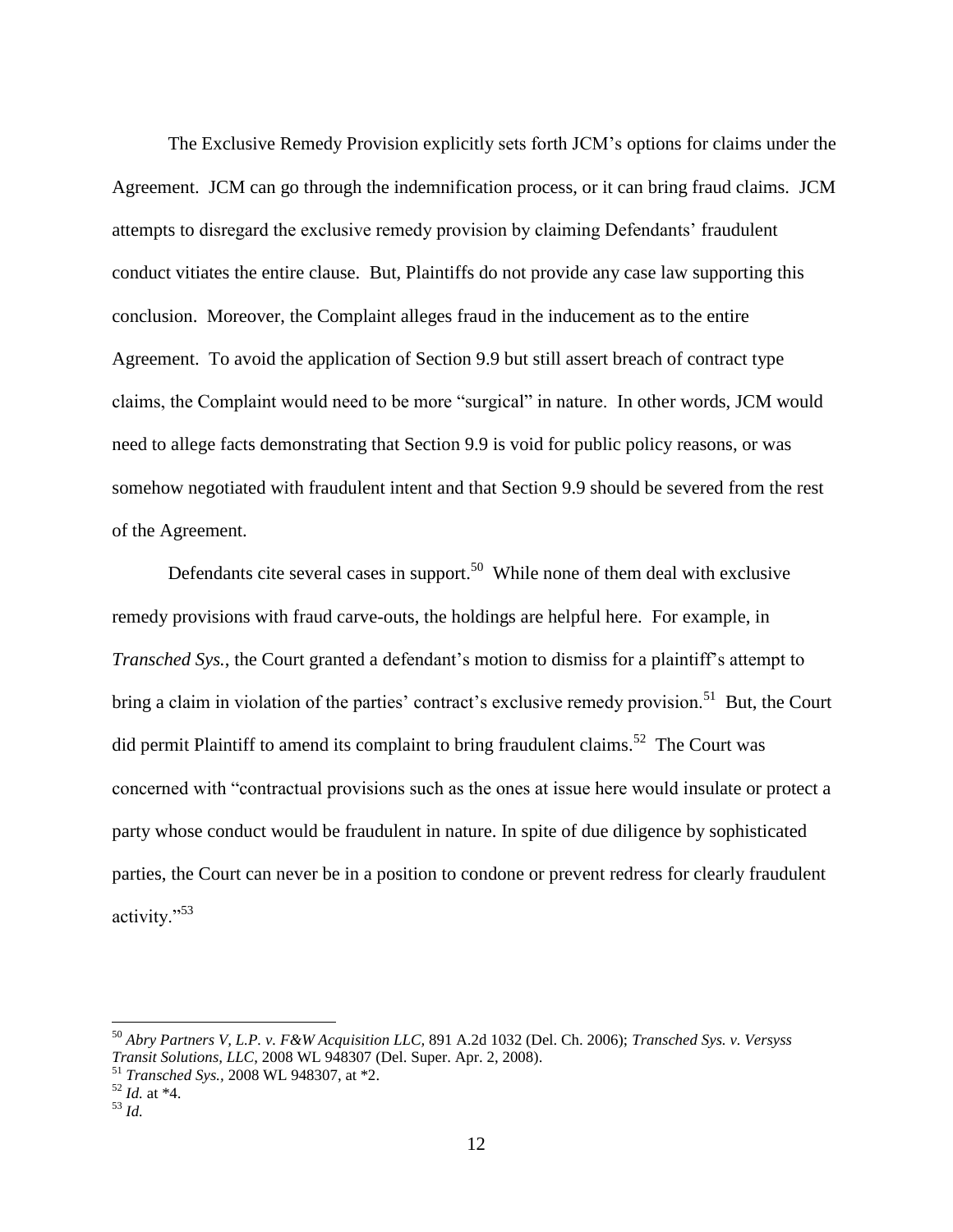The Exclusive Remedy Provision explicitly sets forth JCM's options for claims under the Agreement. JCM can go through the indemnification process, or it can bring fraud claims. JCM attempts to disregard the exclusive remedy provision by claiming Defendants' fraudulent conduct vitiates the entire clause. But, Plaintiffs do not provide any case law supporting this conclusion. Moreover, the Complaint alleges fraud in the inducement as to the entire Agreement. To avoid the application of Section 9.9 but still assert breach of contract type claims, the Complaint would need to be more "surgical" in nature. In other words, JCM would need to allege facts demonstrating that Section 9.9 is void for public policy reasons, or was somehow negotiated with fraudulent intent and that Section 9.9 should be severed from the rest of the Agreement.

Defendants cite several cases in support.[50] While none of them deal with exclusive remedy provisions with fraud carve-outs, the holdings are helpful here. For example, in *Transched Sys.*, the Court granted a defendant's motion to dismiss for a plaintiff's attempt to bring a claim in violation of the parties' contract's exclusive remedy provision.[51] But, the Court did permit Plaintiff to amend its complaint to bring fraudulent claims.[52] The Court was concerned with "contractual provisions such as the ones at issue here would insulate or protect a party whose conduct would be fraudulent in nature. In spite of due diligence by sophisticated parties, the Court can never be in a position to condone or prevent redress for clearly fraudulent activity."[53]

---

[50] *Abry Partners V, L.P. v. F&W Acquisition LLC*, 891 A.2d 1032 (Del. Ch. 2006); *Transched Sys. v. Versyss Transit Solutions, LLC*, 2008 WL 948307 (Del. Super. Apr. 2, 2008).

[51] *Transched Sys.*, 2008 WL 948307, at *2.

[52] *Id.* at *4.

[53] *Id.*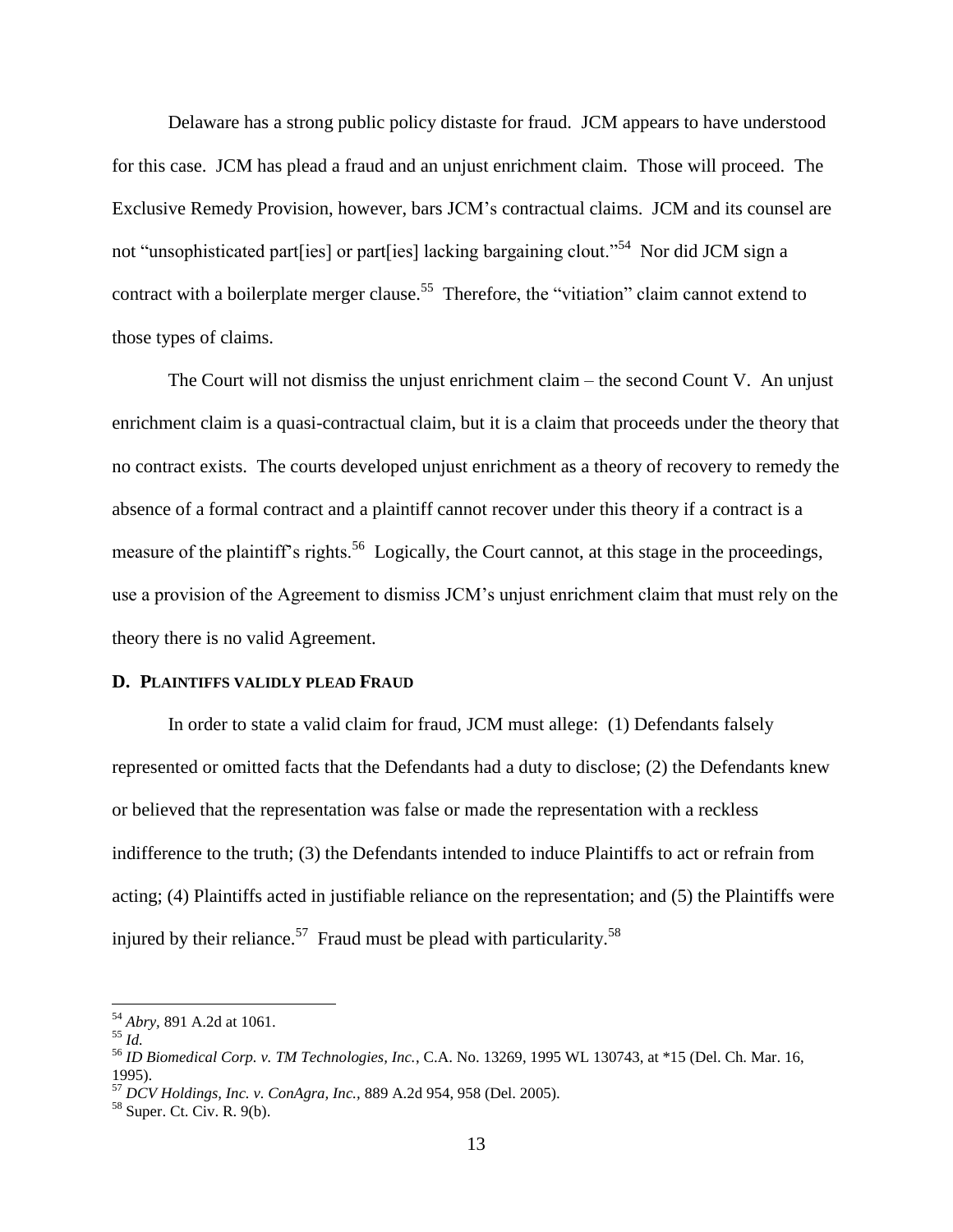Delaware has a strong public policy distaste for fraud. JCM appears to have understood for this case. JCM has plead a fraud and an unjust enrichment claim. Those will proceed. The Exclusive Remedy Provision, however, bars JCM's contractual claims. JCM and its counsel are not "unsophisticated part[ies] or part[ies] lacking bargaining clout."[54] Nor did JCM sign a contract with a boilerplate merger clause.[55] Therefore, the "vitiation" claim cannot extend to those types of claims.

The Court will not dismiss the unjust enrichment claim – the second Count V. An unjust enrichment claim is a quasi-contractual claim, but it is a claim that proceeds under the theory that no contract exists. The courts developed unjust enrichment as a theory of recovery to remedy the absence of a formal contract and a plaintiff cannot recover under this theory if a contract is a measure of the plaintiff's rights.[56] Logically, the Court cannot, at this stage in the proceedings, use a provision of the Agreement to dismiss JCM's unjust enrichment claim that must rely on the theory there is no valid Agreement.

### D. Plaintiffs validly plead Fraud

In order to state a valid claim for fraud, JCM must allege: (1) Defendants falsely represented or omitted facts that the Defendants had a duty to disclose; (2) the Defendants knew or believed that the representation was false or made the representation with a reckless indifference to the truth; (3) the Defendants intended to induce Plaintiffs to act or refrain from acting; (4) Plaintiffs acted in justifiable reliance on the representation; and (5) the Plaintiffs were injured by their reliance.[57] Fraud must be plead with particularity.[58]

---

[54] *Abry*, 891 A.2d at 1061.

[55] *Id.*

[56] *ID Biomedical Corp. v. TM Technologies, Inc.*, C.A. No. 13269, 1995 WL 130743, at *15 (Del. Ch. Mar. 16, 1995).

[57] *DCV Holdings, Inc. v. ConAgra, Inc.*, 889 A.2d 954, 958 (Del. 2005).

[58] Super. Ct. Civ. R. 9(b).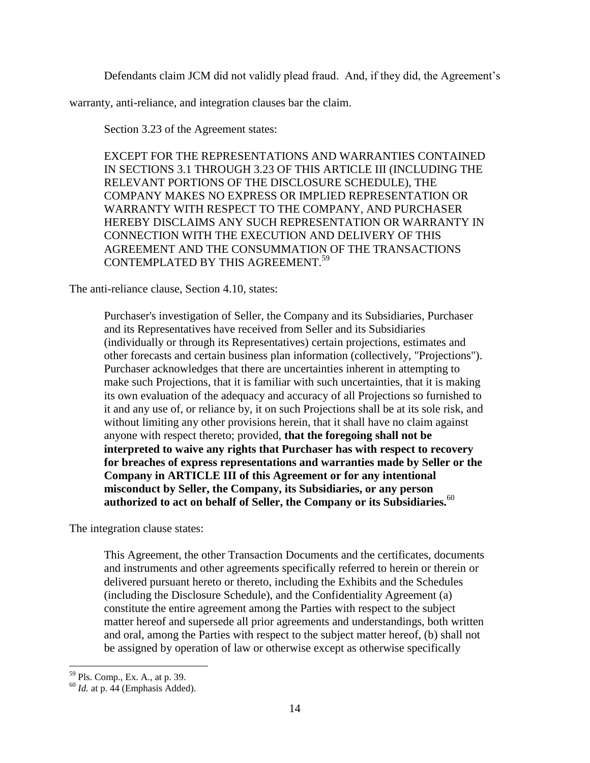Defendants claim JCM did not validly plead fraud. And, if they did, the Agreement's warranty, anti-reliance, and integration clauses bar the claim.

Section 3.23 of the Agreement states:

> EXCEPT FOR THE REPRESENTATIONS AND WARRANTIES CONTAINED IN SECTIONS 3.1 THROUGH 3.23 OF THIS ARTICLE III (INCLUDING THE RELEVANT PORTIONS OF THE DISCLOSURE SCHEDULE), THE COMPANY MAKES NO EXPRESS OR IMPLIED REPRESENTATION OR WARRANTY WITH RESPECT TO THE COMPANY, AND PURCHASER HEREBY DISCLAIMS ANY SUCH REPRESENTATION OR WARRANTY IN CONNECTION WITH THE EXECUTION AND DELIVERY OF THIS AGREEMENT AND THE CONSUMMATION OF THE TRANSACTIONS CONTEMPLATED BY THIS AGREEMENT.[59]

The anti-reliance clause, Section 4.10, states:

> Purchaser's investigation of Seller, the Company and its Subsidiaries, Purchaser and its Representatives have received from Seller and its Subsidiaries (individually or through its Representatives) certain projections, estimates and other forecasts and certain business plan information (collectively, "Projections"). Purchaser acknowledges that there are uncertainties inherent in attempting to make such Projections, that it is familiar with such uncertainties, that it is making its own evaluation of the adequacy and accuracy of all Projections so furnished to it and any use of, or reliance by, it on such Projections shall be at its sole risk, and without limiting any other provisions herein, that it shall have no claim against anyone with respect thereto; provided, **that the foregoing shall not be interpreted to waive any rights that Purchaser has with respect to recovery for breaches of express representations and warranties made by Seller or the Company in ARTICLE III of this Agreement or for any intentional misconduct by Seller, the Company, its Subsidiaries, or any person authorized to act on behalf of Seller, the Company or its Subsidiaries.**[60]

The integration clause states:

> This Agreement, the other Transaction Documents and the certificates, documents and instruments and other agreements specifically referred to herein or therein or delivered pursuant hereto or thereto, including the Exhibits and the Schedules (including the Disclosure Schedule), and the Confidentiality Agreement (a) constitute the entire agreement among the Parties with respect to the subject matter hereof and supersede all prior agreements and understandings, both written and oral, among the Parties with respect to the subject matter hereof, (b) shall not be assigned by operation of law or otherwise except as otherwise specifically

---

[59] Pls. Comp., Ex. A., at p. 39.

[60] *Id.* at p. 44 (Emphasis Added).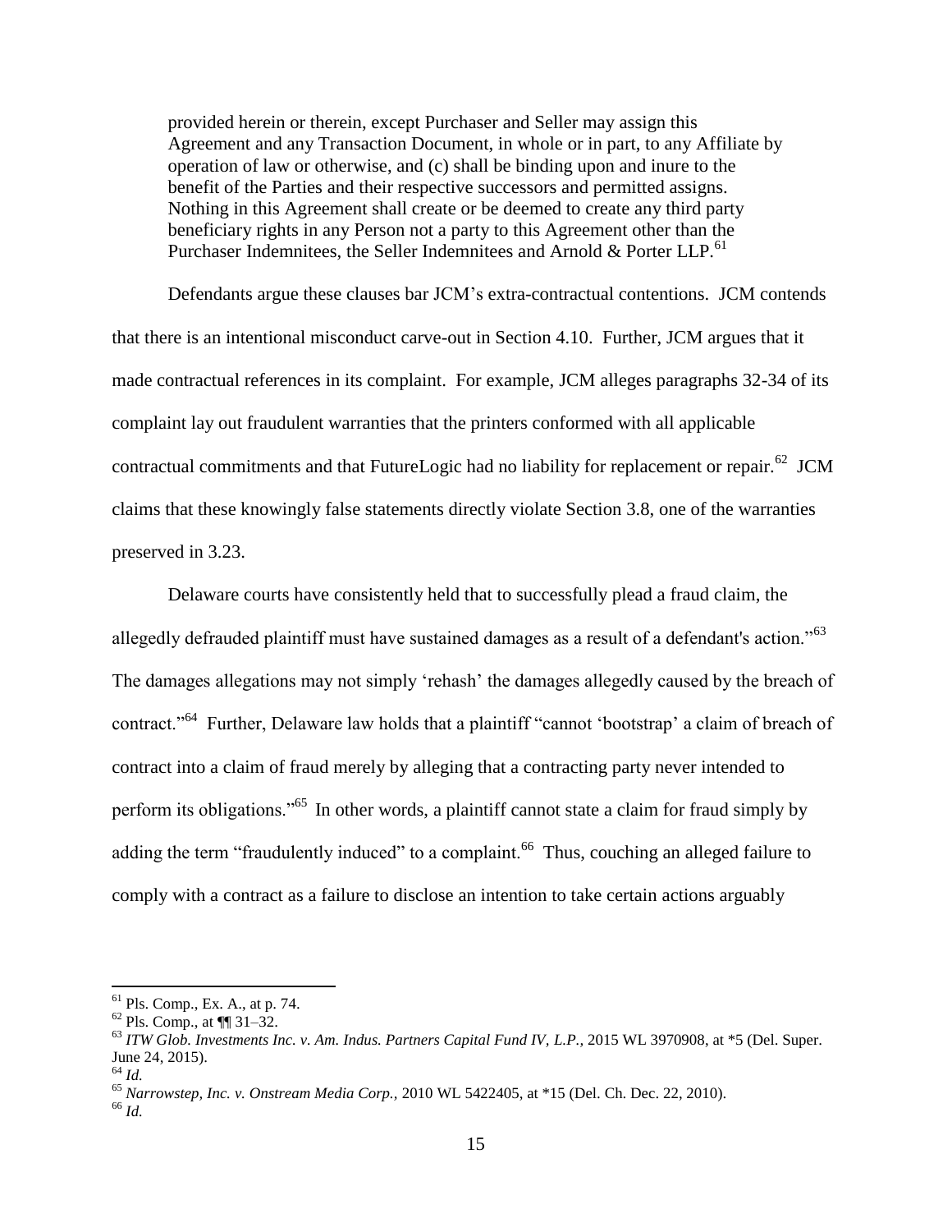> provided herein or therein, except Purchaser and Seller may assign this Agreement and any Transaction Document, in whole or in part, to any Affiliate by operation of law or otherwise, and (c) shall be binding upon and inure to the benefit of the Parties and their respective successors and permitted assigns. Nothing in this Agreement shall create or be deemed to create any third party beneficiary rights in any Person not a party to this Agreement other than the Purchaser Indemnitees, the Seller Indemnitees and Arnold & Porter LLP.[61]

Defendants argue these clauses bar JCM's extra-contractual contentions. JCM contends that there is an intentional misconduct carve-out in Section 4.10. Further, JCM argues that it made contractual references in its complaint. For example, JCM alleges paragraphs 32-34 of its complaint lay out fraudulent warranties that the printers conformed with all applicable contractual commitments and that FutureLogic had no liability for replacement or repair.[62] JCM claims that these knowingly false statements directly violate Section 3.8, one of the warranties preserved in 3.23.

Delaware courts have consistently held that to successfully plead a fraud claim, the allegedly defrauded plaintiff must have sustained damages as a result of a defendant's action."[63] The damages allegations may not simply 'rehash' the damages allegedly caused by the breach of contract."[64] Further, Delaware law holds that a plaintiff "cannot 'bootstrap' a claim of breach of contract into a claim of fraud merely by alleging that a contracting party never intended to perform its obligations."[65] In other words, a plaintiff cannot state a claim for fraud simply by adding the term "fraudulently induced" to a complaint.[66] Thus, couching an alleged failure to comply with a contract as a failure to disclose an intention to take certain actions arguably

---

[61] Pls. Comp., Ex. A., at p. 74.

[62] Pls. Comp., at ¶¶ 31–32.

[63] *ITW Glob. Investments Inc. v. Am. Indus. Partners Capital Fund IV, L.P.*, 2015 WL 3970908, at *5 (Del. Super. June 24, 2015).

[64] *Id.*

[65] *Narrowstep, Inc. v. Onstream Media Corp.*, 2010 WL 5422405, at *15 (Del. Ch. Dec. 22, 2010).

[66] *Id.*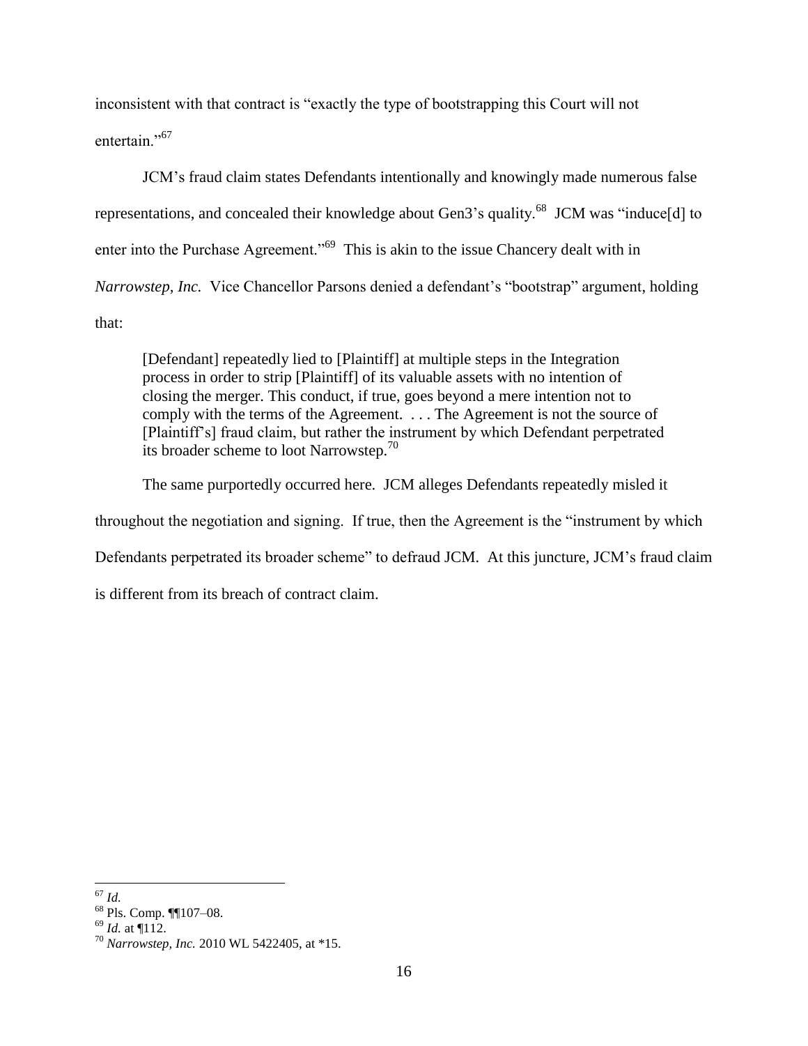inconsistent with that contract is "exactly the type of bootstrapping this Court will not entertain."[67]

JCM's fraud claim states Defendants intentionally and knowingly made numerous false representations, and concealed their knowledge about Gen3's quality.[68] JCM was "induce[d] to enter into the Purchase Agreement."[69] This is akin to the issue Chancery dealt with in *Narrowstep, Inc.* Vice Chancellor Parsons denied a defendant's "bootstrap" argument, holding that:

> [Defendant] repeatedly lied to [Plaintiff] at multiple steps in the Integration process in order to strip [Plaintiff] of its valuable assets with no intention of closing the merger. This conduct, if true, goes beyond a mere intention not to comply with the terms of the Agreement. . . . The Agreement is not the source of [Plaintiff's] fraud claim, but rather the instrument by which Defendant perpetrated its broader scheme to loot Narrowstep.[70]

The same purportedly occurred here. JCM alleges Defendants repeatedly misled it throughout the negotiation and signing. If true, then the Agreement is the "instrument by which Defendants perpetrated its broader scheme" to defraud JCM. At this juncture, JCM's fraud claim is different from its breach of contract claim.

---

[67] *Id.*

[68] Pls. Comp. ¶¶107–08.

[69] *Id.* at ¶112.

[70] *Narrowstep, Inc.* 2010 WL 5422405, at *15.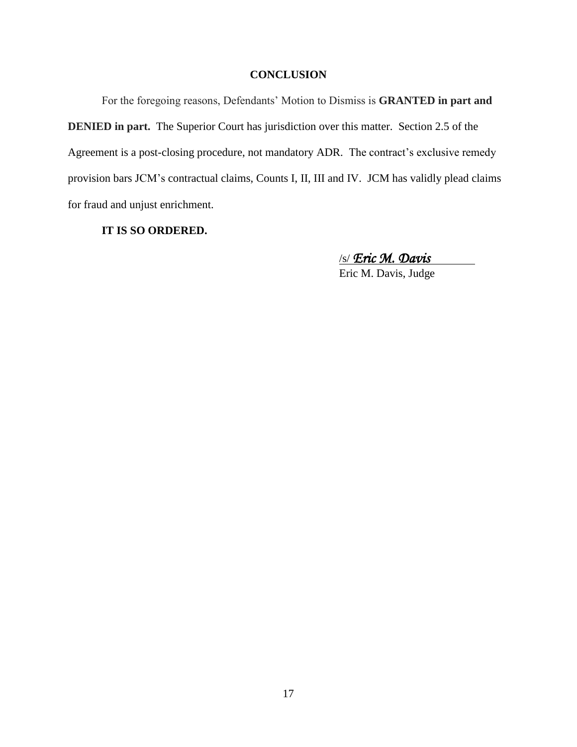## CONCLUSION

For the foregoing reasons, Defendants' Motion to Dismiss is **GRANTED in part and DENIED in part.** The Superior Court has jurisdiction over this matter. Section 2.5 of the Agreement is a post-closing procedure, not mandatory ADR. The contract's exclusive remedy provision bars JCM's contractual claims, Counts I, II, III and IV. JCM has validly plead claims for fraud and unjust enrichment.

**IT IS SO ORDERED.**

/s/ *Eric M. Davis*
Eric M. Davis, Judge